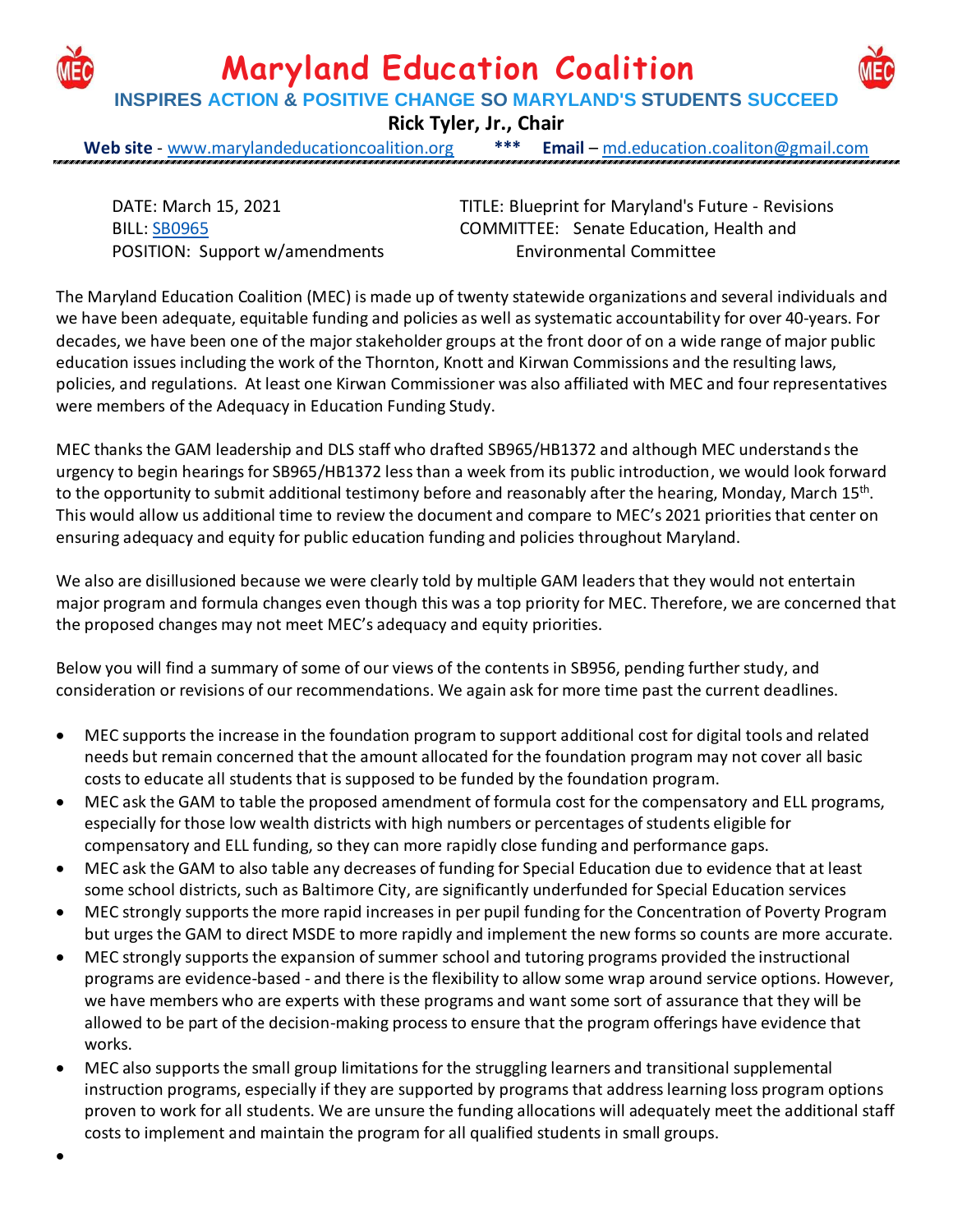# Maryland Education Coalition

**INSPIRES ACTION & POSITIVE CHANGE SO MARYLAND'S STUDENTS SUCCEED**

**Rick Tyler, Jr., Chair**

**Web site** - www.marylandeducationcoalition.org *** **Email** – md.education.coaliton@gmail.com

DATE: March 15, 2021
BILL: SB0965
POSITION: Support w/amendments

TITLE: Blueprint for Maryland's Future - Revisions
COMMITTEE: Senate Education, Health and Environmental Committee

The Maryland Education Coalition (MEC) is made up of twenty statewide organizations and several individuals and we have been adequate, equitable funding and policies as well as systematic accountability for over 40-years. For decades, we have been one of the major stakeholder groups at the front door of on a wide range of major public education issues including the work of the Thornton, Knott and Kirwan Commissions and the resulting laws, policies, and regulations. At least one Kirwan Commissioner was also affiliated with MEC and four representatives were members of the Adequacy in Education Funding Study.

MEC thanks the GAM leadership and DLS staff who drafted SB965/HB1372 and although MEC understands the urgency to begin hearings for SB965/HB1372 less than a week from its public introduction, we would look forward to the opportunity to submit additional testimony before and reasonably after the hearing, Monday, March 15th. This would allow us additional time to review the document and compare to MEC's 2021 priorities that center on ensuring adequacy and equity for public education funding and policies throughout Maryland.

We also are disillusioned because we were clearly told by multiple GAM leaders that they would not entertain major program and formula changes even though this was a top priority for MEC. Therefore, we are concerned that the proposed changes may not meet MEC's adequacy and equity priorities.

Below you will find a summary of some of our views of the contents in SB956, pending further study, and consideration or revisions of our recommendations. We again ask for more time past the current deadlines.

- MEC supports the increase in the foundation program to support additional cost for digital tools and related needs but remain concerned that the amount allocated for the foundation program may not cover all basic costs to educate all students that is supposed to be funded by the foundation program.
- MEC ask the GAM to table the proposed amendment of formula cost for the compensatory and ELL programs, especially for those low wealth districts with high numbers or percentages of students eligible for compensatory and ELL funding, so they can more rapidly close funding and performance gaps.
- MEC ask the GAM to also table any decreases of funding for Special Education due to evidence that at least some school districts, such as Baltimore City, are significantly underfunded for Special Education services
- MEC strongly supports the more rapid increases in per pupil funding for the Concentration of Poverty Program but urges the GAM to direct MSDE to more rapidly and implement the new forms so counts are more accurate.
- MEC strongly supports the expansion of summer school and tutoring programs provided the instructional programs are evidence-based - and there is the flexibility to allow some wrap around service options. However, we have members who are experts with these programs and want some sort of assurance that they will be allowed to be part of the decision-making process to ensure that the program offerings have evidence that works.
- MEC also supports the small group limitations for the struggling learners and transitional supplemental instruction programs, especially if they are supported by programs that address learning loss program options proven to work for all students. We are unsure the funding allocations will adequately meet the additional staff costs to implement and maintain the program for all qualified students in small groups.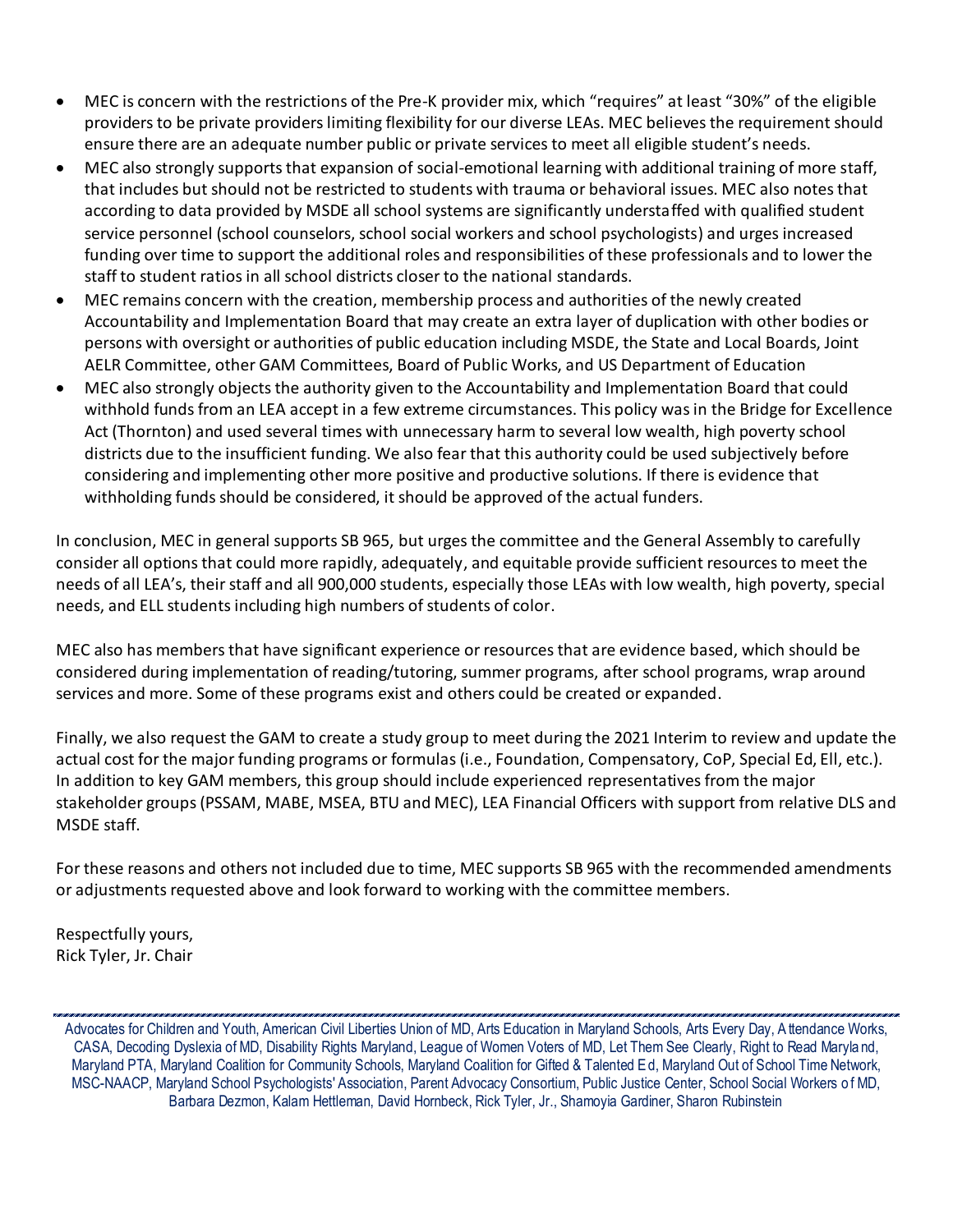- MEC is concern with the restrictions of the Pre-K provider mix, which "requires" at least "30%" of the eligible providers to be private providers limiting flexibility for our diverse LEAs. MEC believes the requirement should ensure there are an adequate number public or private services to meet all eligible student's needs.
- MEC also strongly supports that expansion of social-emotional learning with additional training of more staff, that includes but should not be restricted to students with trauma or behavioral issues. MEC also notes that according to data provided by MSDE all school systems are significantly understaffed with qualified student service personnel (school counselors, school social workers and school psychologists) and urges increased funding over time to support the additional roles and responsibilities of these professionals and to lower the staff to student ratios in all school districts closer to the national standards.
- MEC remains concern with the creation, membership process and authorities of the newly created Accountability and Implementation Board that may create an extra layer of duplication with other bodies or persons with oversight or authorities of public education including MSDE, the State and Local Boards, Joint AELR Committee, other GAM Committees, Board of Public Works, and US Department of Education
- MEC also strongly objects the authority given to the Accountability and Implementation Board that could withhold funds from an LEA accept in a few extreme circumstances. This policy was in the Bridge for Excellence Act (Thornton) and used several times with unnecessary harm to several low wealth, high poverty school districts due to the insufficient funding. We also fear that this authority could be used subjectively before considering and implementing other more positive and productive solutions. If there is evidence that withholding funds should be considered, it should be approved of the actual funders.

In conclusion, MEC in general supports SB 965, but urges the committee and the General Assembly to carefully consider all options that could more rapidly, adequately, and equitable provide sufficient resources to meet the needs of all LEA's, their staff and all 900,000 students, especially those LEAs with low wealth, high poverty, special needs, and ELL students including high numbers of students of color.

MEC also has members that have significant experience or resources that are evidence based, which should be considered during implementation of reading/tutoring, summer programs, after school programs, wrap around services and more. Some of these programs exist and others could be created or expanded.

Finally, we also request the GAM to create a study group to meet during the 2021 Interim to review and update the actual cost for the major funding programs or formulas (i.e., Foundation, Compensatory, CoP, Special Ed, Ell, etc.). In addition to key GAM members, this group should include experienced representatives from the major stakeholder groups (PSSAM, MABE, MSEA, BTU and MEC), LEA Financial Officers with support from relative DLS and MSDE staff.

For these reasons and others not included due to time, MEC supports SB 965 with the recommended amendments or adjustments requested above and look forward to working with the committee members.

Respectfully yours,
Rick Tyler, Jr. Chair

---

Advocates for Children and Youth, American Civil Liberties Union of MD, Arts Education in Maryland Schools, Arts Every Day, Attendance Works, CASA, Decoding Dyslexia of MD, Disability Rights Maryland, League of Women Voters of MD, Let Them See Clearly, Right to Read Maryland, Maryland PTA, Maryland Coalition for Community Schools, Maryland Coalition for Gifted & Talented Ed, Maryland Out of School Time Network, MSC-NAACP, Maryland School Psychologists' Association, Parent Advocacy Consortium, Public Justice Center, School Social Workers of MD, Barbara Dezmon, Kalam Hettleman, David Hornbeck, Rick Tyler, Jr., Shamoyia Gardiner, Sharon Rubinstein